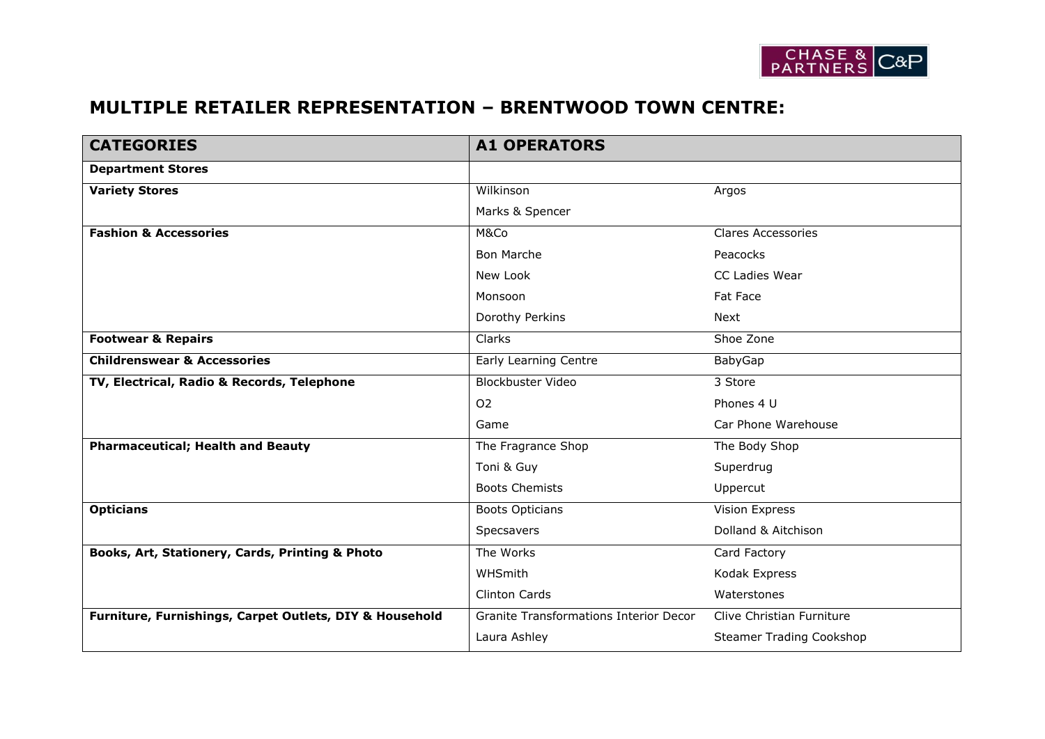## MULTIPLE RETAILER REPRESENTATION – BRENTWOOD TOWN CENTRE:

| CATEGORIES | A1 OPERATORS | |
|---|---|---|
| **Department Stores** | | |
| **Variety Stores** | Wilkinson | Argos |
| | Marks & Spencer | |
| **Fashion & Accessories** | M&Co | Clares Accessories |
| | Bon Marche | Peacocks |
| | New Look | CC Ladies Wear |
| | Monsoon | Fat Face |
| | Dorothy Perkins | Next |
| **Footwear & Repairs** | Clarks | Shoe Zone |
| **Childrenswear & Accessories** | Early Learning Centre | BabyGap |
| **TV, Electrical, Radio & Records, Telephone** | Blockbuster Video | 3 Store |
| | O2 | Phones 4 U |
| | Game | Car Phone Warehouse |
| **Pharmaceutical; Health and Beauty** | The Fragrance Shop | The Body Shop |
| | Toni & Guy | Superdrug |
| | Boots Chemists | Uppercut |
| **Opticians** | Boots Opticians | Vision Express |
| | Specsavers | Dolland & Aitchison |
| **Books, Art, Stationery, Cards, Printing & Photo** | The Works | Card Factory |
| | WHSmith | Kodak Express |
| | Clinton Cards | Waterstones |
| **Furniture, Furnishings, Carpet Outlets, DIY & Household** | Granite Transformations Interior Decor | Clive Christian Furniture |
| | Laura Ashley | Steamer Trading Cookshop |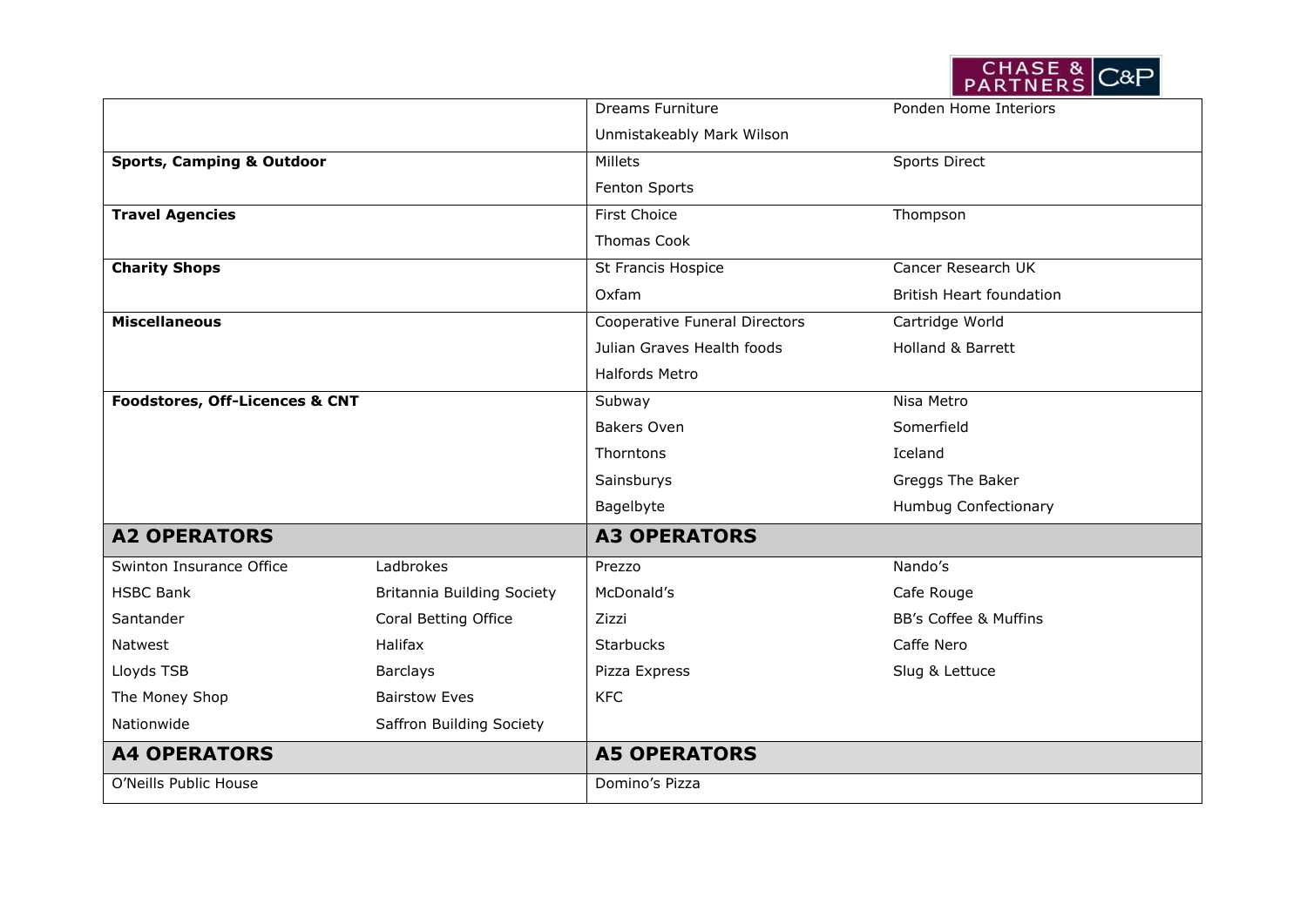| | | | |
|---|---|---|---|
| | | Dreams Furniture | Ponden Home Interiors |
| | | Unmistakeably Mark Wilson | |
| **Sports, Camping & Outdoor** | | Millets | Sports Direct |
| | | Fenton Sports | |
| **Travel Agencies** | | First Choice | Thompson |
| | | Thomas Cook | |
| **Charity Shops** | | St Francis Hospice | Cancer Research UK |
| | | Oxfam | British Heart foundation |
| **Miscellaneous** | | Cooperative Funeral Directors | Cartridge World |
| | | Julian Graves Health foods | Holland & Barrett |
| | | Halfords Metro | |
| **Foodstores, Off-Licences & CNT** | | Subway | Nisa Metro |
| | | Bakers Oven | Somerfield |
| | | Thorntons | Iceland |
| | | Sainsburys | Greggs The Baker |
| | | Bagelbyte | Humbug Confectionary |
| **A2 OPERATORS** | | **A3 OPERATORS** | |
| Swinton Insurance Office | Ladbrokes | Prezzo | Nando's |
| HSBC Bank | Britannia Building Society | McDonald's | Cafe Rouge |
| Santander | Coral Betting Office | Zizzi | BB's Coffee & Muffins |
| Natwest | Halifax | Starbucks | Caffe Nero |
| Lloyds TSB | Barclays | Pizza Express | Slug & Lettuce |
| The Money Shop | Bairstow Eves | KFC | |
| Nationwide | Saffron Building Society | | |
| **A4 OPERATORS** | | **A5 OPERATORS** | |
| O'Neills Public House | | Domino's Pizza | |